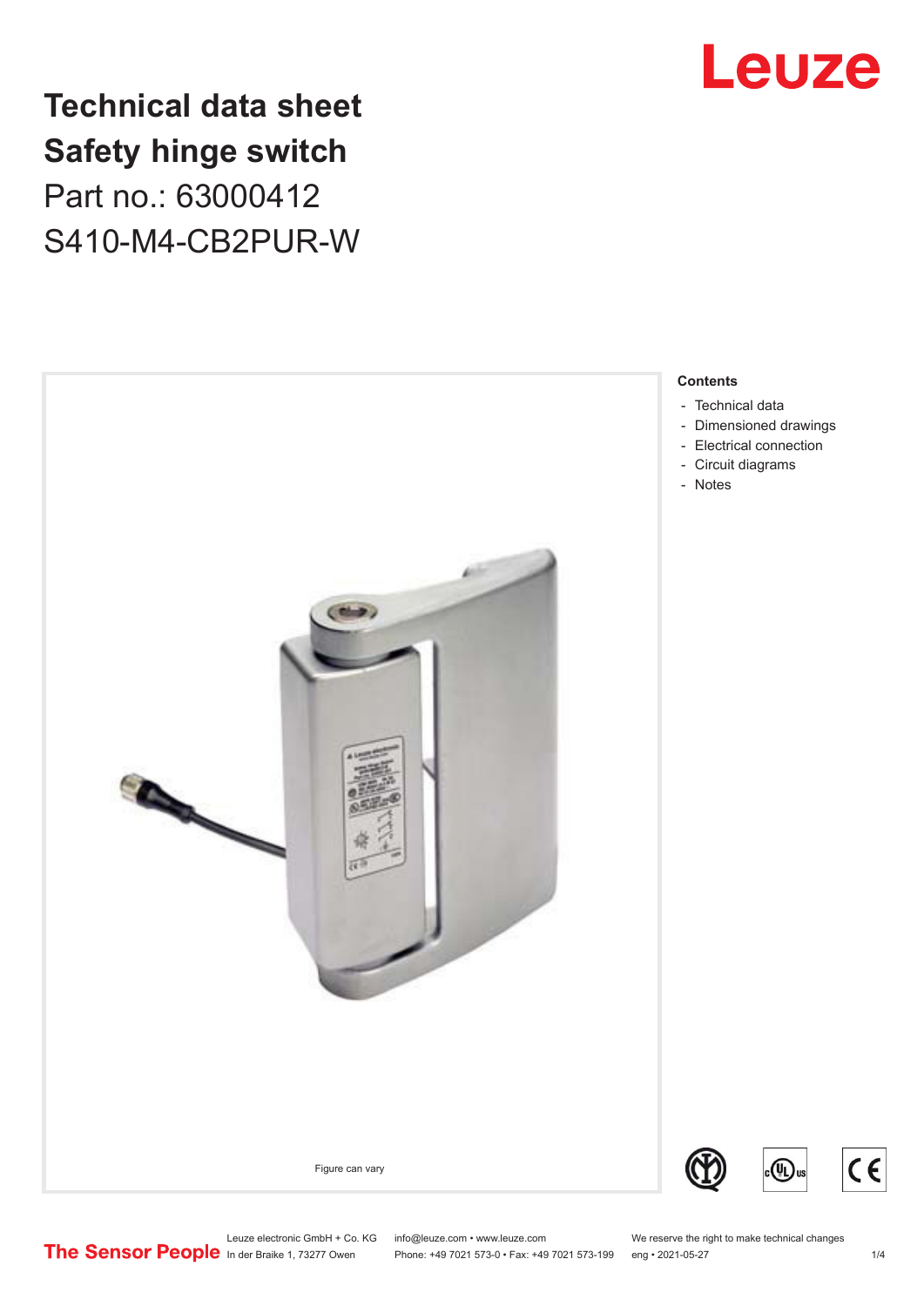# Technical data sheet
# Safety hinge switch
## Part no.: 63000412
## S410-M4-CB2PUR-W

Figure can vary

**Contents**

- Technical data
- Dimensioned drawings
- Electrical connection
- Circuit diagrams
- Notes

Leuze electronic GmbH + Co. KG
In der Braike 1, 73277 Owen

info@leuze.com • www.leuze.com
Phone: +49 7021 573-0 • Fax: +49 7021 573-199

We reserve the right to make technical changes
eng • 2021-05-27

The Sensor People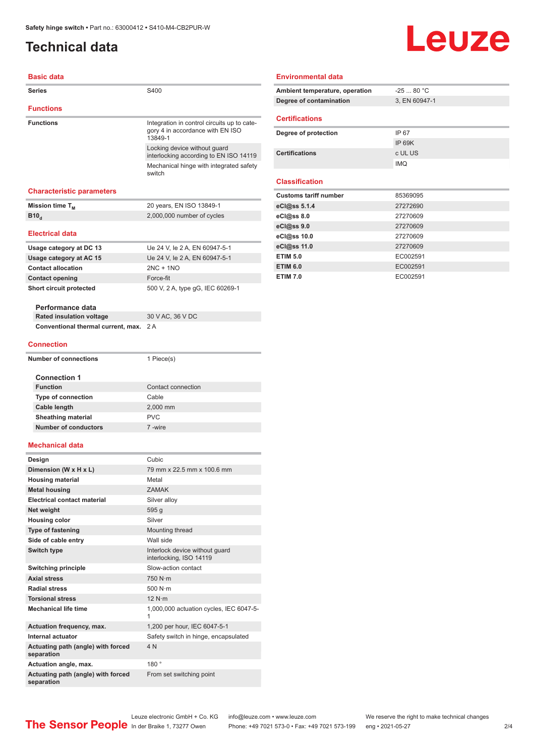# Technical data

## Basic data

| | |
|---|---|
| Series | S400 |

## Functions

| | |
|---|---|
| Functions | Integration in control circuits up to category 4 in accordance with EN ISO 13849-1 |
| | Locking device without guard interlocking according to EN ISO 14119 |
| | Mechanical hinge with integrated safety switch |

## Characteristic parameters

| | |
|---|---|
| Mission time $T_M$ | 20 years, EN ISO 13849-1 |
| $B10_d$ | 2,000,000 number of cycles |

## Electrical data

| | |
|---|---|
| Usage category at DC 13 | Ue 24 V, Ie 2 A, EN 60947-5-1 |
| Usage category at AC 15 | Ue 24 V, Ie 2 A, EN 60947-5-1 |
| Contact allocation | 2NC + 1NO |
| Contact opening | Force-fit |
| Short circuit protected | 500 V, 2 A, type gG, IEC 60269-1 |

### Performance data

| | |
|---|---|
| Rated insulation voltage | 30 V AC, 36 V DC |
| Conventional thermal current, max. | 2 A |

## Connection

| | |
|---|---|
| Number of connections | 1 Piece(s) |

### Connection 1

| | |
|---|---|
| Function | Contact connection |
| Type of connection | Cable |
| Cable length | 2,000 mm |
| Sheathing material | PVC |
| Number of conductors | 7 -wire |

## Mechanical data

| | |
|---|---|
| Design | Cubic |
| Dimension (W x H x L) | 79 mm x 22.5 mm x 100.6 mm |
| Housing material | Metal |
| Metal housing | ZAMAK |
| Electrical contact material | Silver alloy |
| Net weight | 595 g |
| Housing color | Silver |
| Type of fastening | Mounting thread |
| Side of cable entry | Wall side |
| Switch type | Interlock device without guard interlocking, ISO 14119 |
| Switching principle | Slow-action contact |
| Axial stress | 750 N·m |
| Radial stress | 500 N·m |
| Torsional stress | 12 N·m |
| Mechanical life time | 1,000,000 actuation cycles, IEC 6047-5-1 |
| Actuation frequency, max. | 1,200 per hour, IEC 6047-5-1 |
| Internal actuator | Safety switch in hinge, encapsulated |
| Actuating path (angle) with forced separation | 4 N |
| Actuation angle, max. | 180 ° |
| Actuating path (angle) with forced separation | From set switching point |

## Environmental data

| | |
|---|---|
| Ambient temperature, operation | -25 ... 80 °C |
| Degree of contamination | 3, EN 60947-1 |

## Certifications

| | |
|---|---|
| Degree of protection | IP 67 |
| | IP 69K |
| Certifications | c UL US |
| | IMQ |

## Classification

| | |
|---|---|
| Customs tariff number | 85369095 |
| eCl@ss 5.1.4 | 27272690 |
| eCl@ss 8.0 | 27270609 |
| eCl@ss 9.0 | 27270609 |
| eCl@ss 10.0 | 27270609 |
| eCl@ss 11.0 | 27270609 |
| ETIM 5.0 | EC002591 |
| ETIM 6.0 | EC002591 |
| ETIM 7.0 | EC002591 |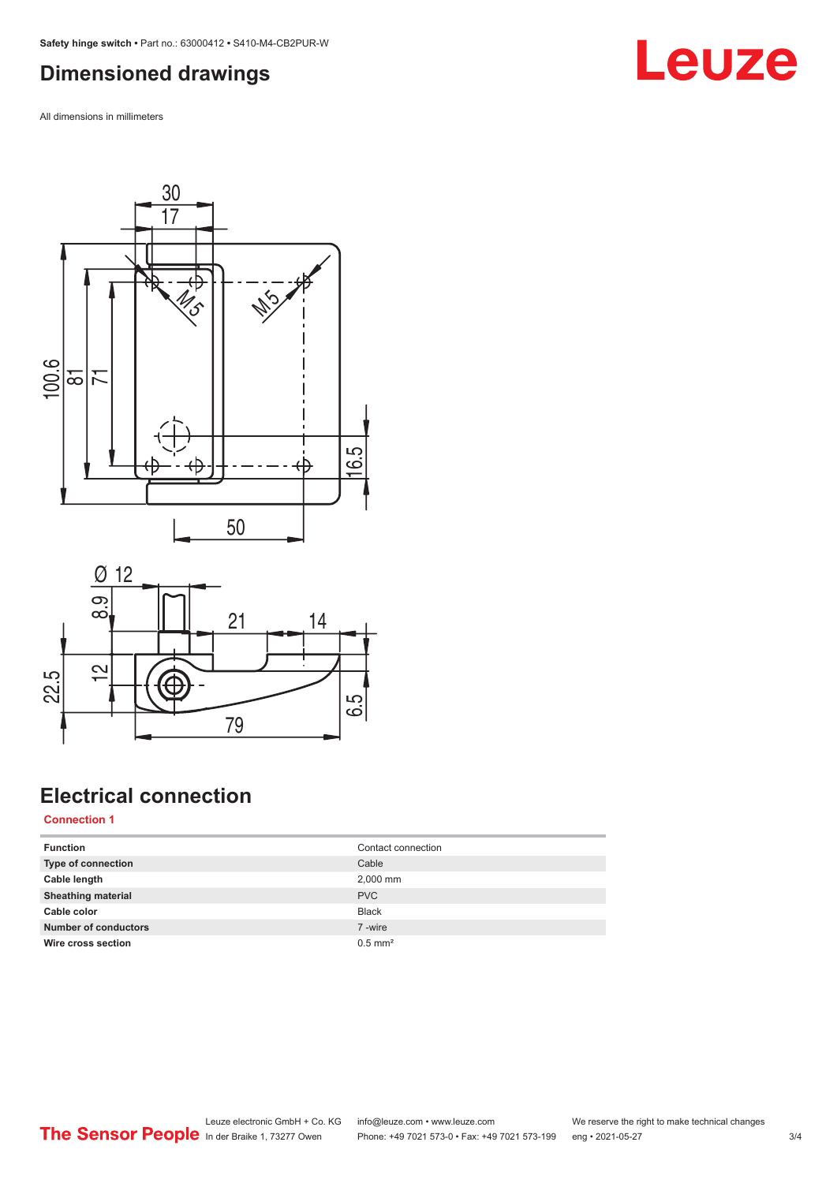## Dimensioned drawings

All dimensions in millimeters

## Electrical connection

**Connection 1**

| | |
|---|---|
| **Function** | Contact connection |
| **Type of connection** | Cable |
| **Cable length** | 2,000 mm |
| **Sheathing material** | PVC |
| **Cable color** | Black |
| **Number of conductors** | 7 -wire |
| **Wire cross section** | 0.5 mm² |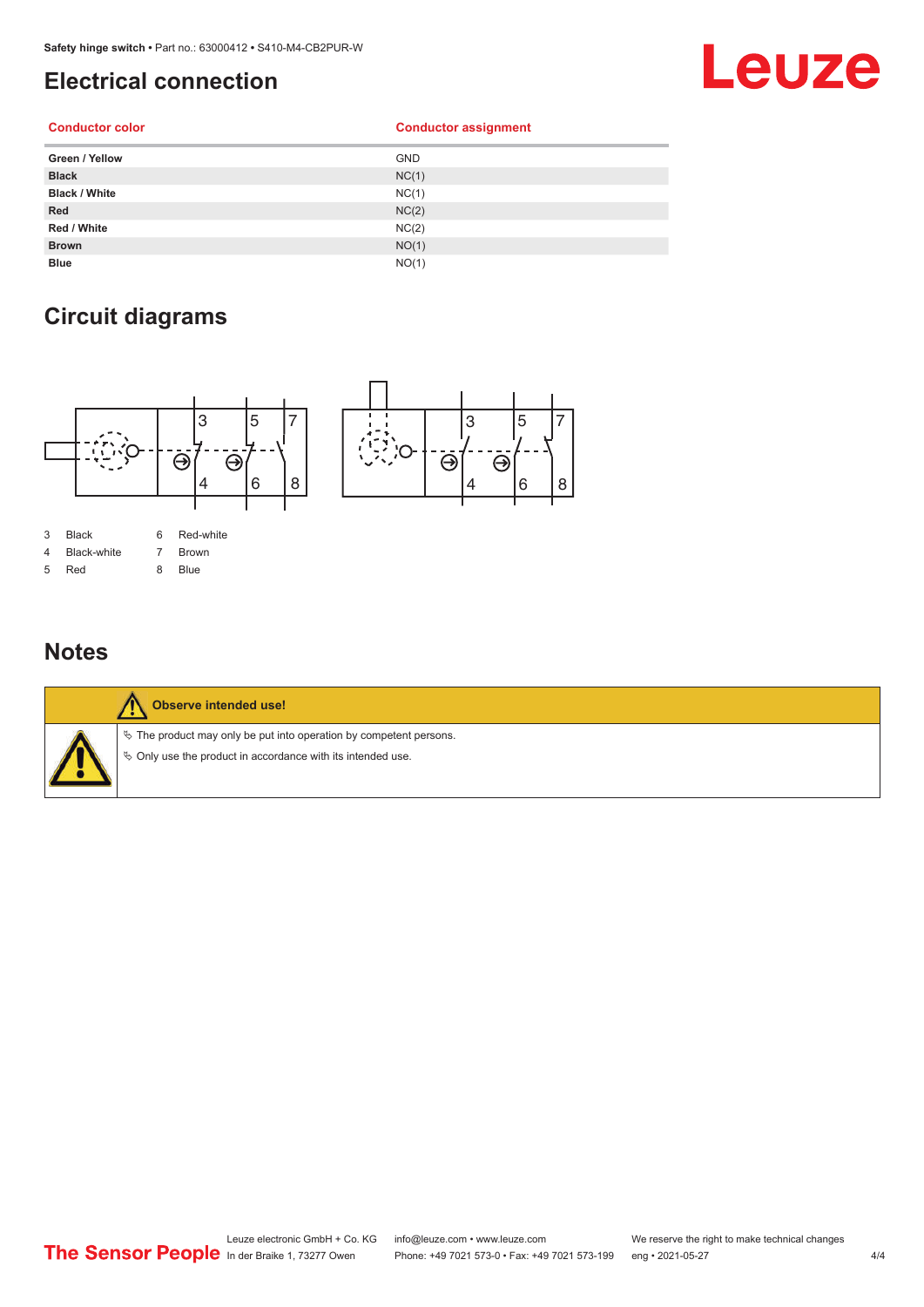## Electrical connection

| Conductor color | Conductor assignment |
|---|---|
| **Green / Yellow** | GND |
| **Black** | NC(1) |
| **Black / White** | NC(1) |
| **Red** | NC(2) |
| **Red / White** | NC(2) |
| **Brown** | NO(1) |
| **Blue** | NO(1) |

## Circuit diagrams

3 4 5 6 7 8

3 4 5 6 7 8

| | | | |
|---|---|---|---|
| 3 | Black | 6 | Red-white |
| 4 | Black-white | 7 | Brown |
| 5 | Red | 8 | Blue |

## Notes

**Observe intended use!**

- The product may only be put into operation by competent persons.
- Only use the product in accordance with its intended use.